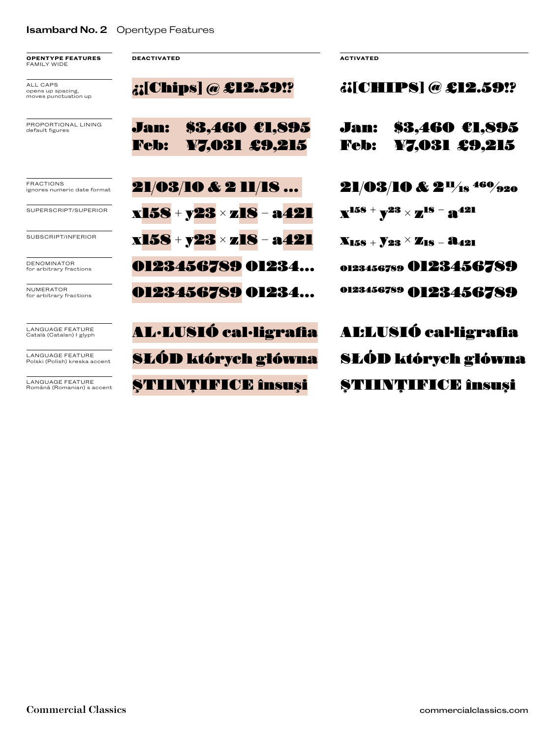**Isambard No. 2** Opentype Features

| **OPENTYPE FEATURES** FAMILY WIDE | **DEACTIVATED** | **ACTIVATED** |
| --- | --- | --- |
| ALL CAPS opens up spacing, moves punctuation up | ¿¡[Chips] @ £12.59!? | ¿¡[CHIPS] @ £12.59!? |
| PROPORTIONAL LINING default figures | Jan: $3,460 €1,895<br>Feb: ¥7,031 £9,215 | Jan: $3,460 €1,895<br>Feb: ¥7,031 £9,215 |
| FRACTIONS ignores numeric date format | 21/03/10 & 2 11/18 ... | 21/03/10 & 2 11⁄18 460⁄920 |
| SUPERSCRIPT/SUPERIOR | x158 + y23 × z18 − a421 | $x^{158} + y^{23} \times z^{18} - a^{421}$ |
| SUBSCRIPT/INFERIOR | x158 + y23 × z18 − a421 | $x_{158} + y_{23} \times z_{18} - a_{421}$ |
| DENOMINATOR for arbitrary fractions | 0123456789 01234... | 0123456789 0123456789 |
| NUMERATOR for arbitrary fractions | 0123456789 01234... | 0123456789 0123456789 |
| LANGUAGE FEATURE Català (Catalan) ŀ glyph | AL·LUSIÓ cal·ligrafia | AĿLUSIÓ caŀligrafia |
| LANGUAGE FEATURE Polski (Polish) kreska accent | SŁÓD których główna | SŁÓD których główna |
| LANGUAGE FEATURE Română (Romanian) s accent | ŞTIINŢIFICE însuşi | ŞTIINŢIFICE însuşi |

Commercial Classics

commercialclassics.com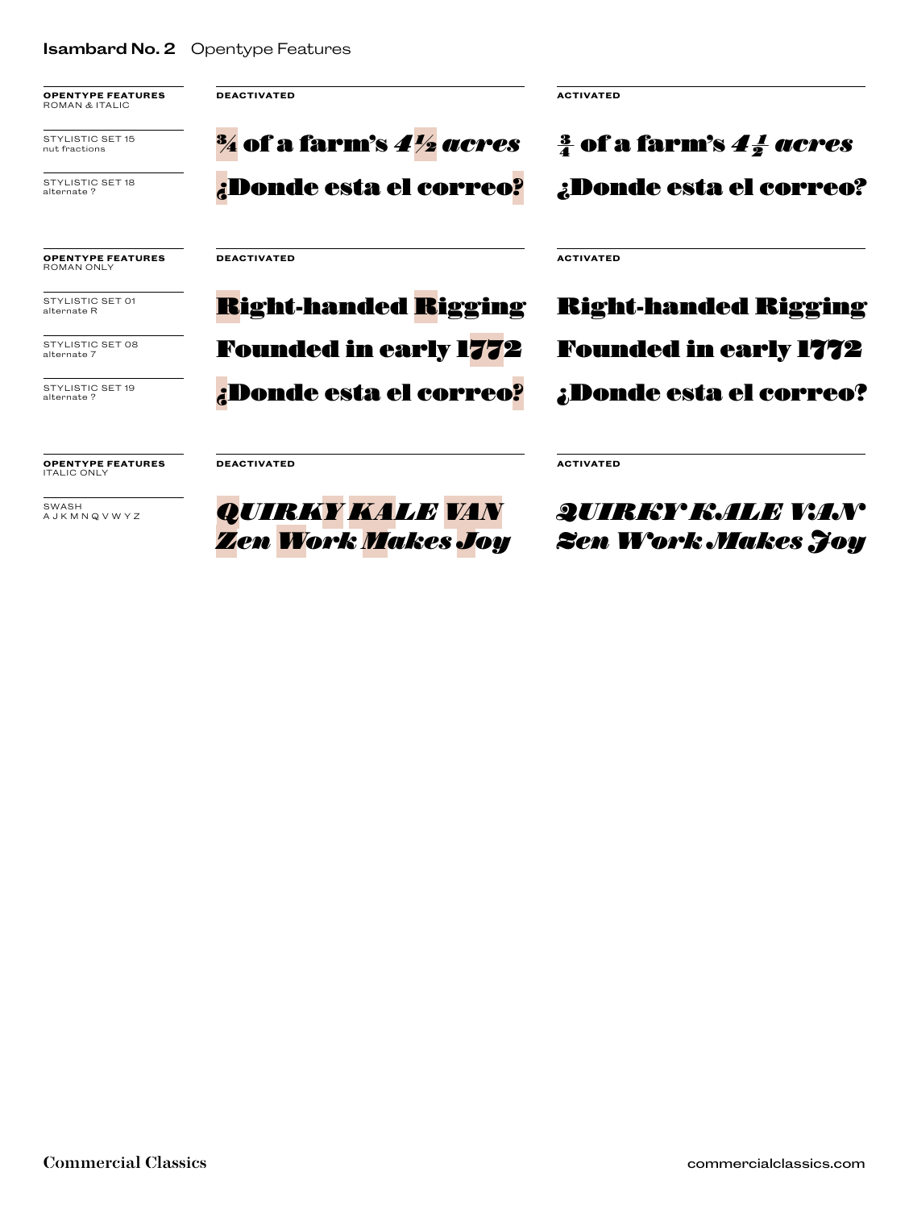# Isambard No. 2 Opentype Features

| OPENTYPE FEATURES ROMAN & ITALIC | DEACTIVATED | ACTIVATED |
| --- | --- | --- |
| STYLISTIC SET 15 nut fractions | ¾ of a farm's *4½ acres* | ¾ of a farm's *4½ acres* |
| STYLISTIC SET 18 alternate ? | *¿Donde esta el correo?* | *¿Donde esta el correo?* |

| OPENTYPE FEATURES ROMAN ONLY | DEACTIVATED | ACTIVATED |
| --- | --- | --- |
| STYLISTIC SET 01 alternate R | Right-handed Rigging | Right-handed Rigging |
| STYLISTIC SET 08 alternate 7 | Founded in early 1772 | Founded in early 1772 |
| STYLISTIC SET 19 alternate ? | ¿Donde esta el correo? | ¿Donde esta el correo? |

| OPENTYPE FEATURES ITALIC ONLY | DEACTIVATED | ACTIVATED |
| --- | --- | --- |
| SWASH A J K M N Q V W Y Z | *QUIRKY KALE VAN Zen Work Makes Joy* | *QUIRKY KALE VAN Zen Work Makes Joy* |

Commercial Classics

commercialclassics.com